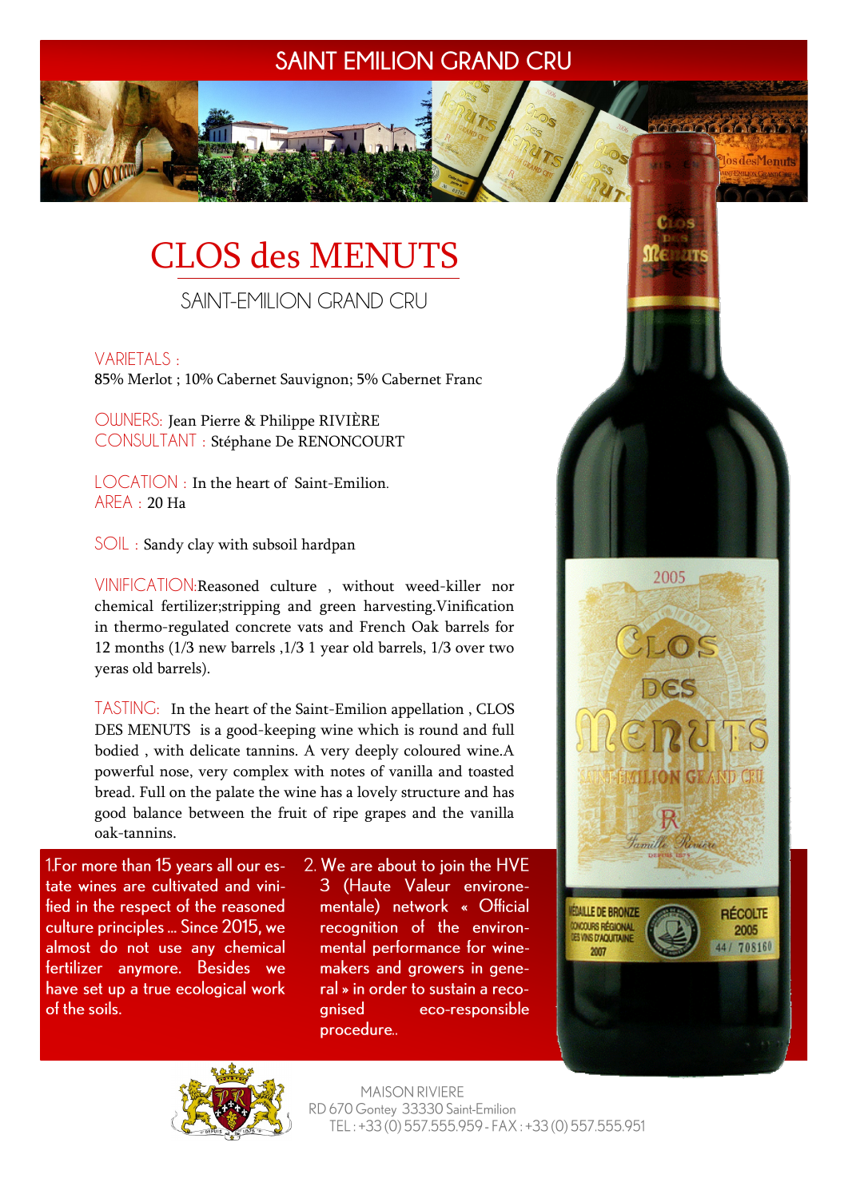SAINT EMILION GRAND CRU

# CLOS des MENUTS

## SAINT-EMILION GRAND CRU

VARIETALS :
85% Merlot ; 10% Cabernet Sauvignon; 5% Cabernet Franc

OWNERS: Jean Pierre & Philippe RIVIÈRE
CONSULTANT : Stéphane De RENONCOURT

LOCATION : In the heart of Saint-Emilion.
AREA : 20 Ha

SOIL : Sandy clay with subsoil hardpan

VINIFICATION:Reasoned culture , without weed-killer nor chemical fertilizer;stripping and green harvesting.Vinification in thermo-regulated concrete vats and French Oak barrels for 12 months (1/3 new barrels ,1/3 1 year old barrels, 1/3 over two yeras old barrels).

TASTING: In the heart of the Saint-Emilion appellation , CLOS DES MENUTS is a good-keeping wine which is round and full bodied , with delicate tannins. A very deeply coloured wine.A powerful nose, very complex with notes of vanilla and toasted bread. Full on the palate the wine has a lovely structure and has good balance between the fruit of ripe grapes and the vanilla oak-tannins.

1.For more than 15 years all our estate wines are cultivated and vinified in the respect of the reasoned culture principles ... Since 2015, we almost do not use any chemical fertilizer anymore. Besides we have set up a true ecological work of the soils.

2. We are about to join the HVE 3 (Haute Valeur environementale) network « Official recognition of the environmental performance for winemakers and growers in general » in order to sustain a recognised eco-responsible procedure..

MAISON RIVIERE
RD 670 Gontey 33330 Saint-Emilion
TEL : +33 (0) 557.555.959 - FAX : +33 (0) 557.555.951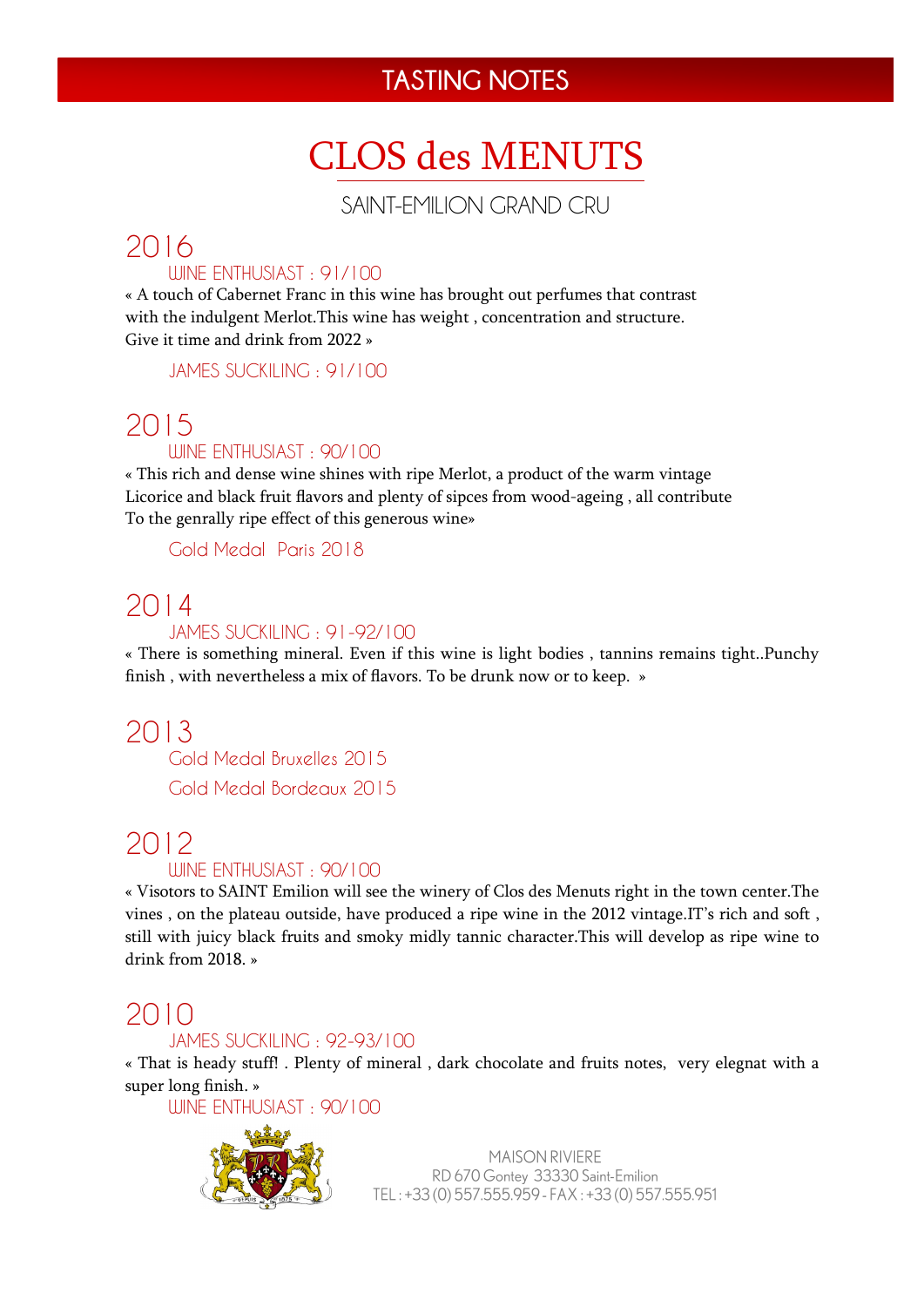## TASTING NOTES

# CLOS des MENUTS

SAINT-EMILION GRAND CRU

## 2016

WINE ENTHUSIAST : 91/100

« A touch of Cabernet Franc in this wine has brought out perfumes that contrast with the indulgent Merlot.This wine has weight , concentration and structure. Give it time and drink from 2022 »

JAMES SUCKILING : 91/100

## 2015

WINE ENTHUSIAST : 90/100

« This rich and dense wine shines with ripe Merlot, a product of the warm vintage Licorice and black fruit flavors and plenty of sipces from wood-ageing , all contribute To the genrally ripe effect of this generous wine»

Gold Medal Paris 2018

## 2014

JAMES SUCKILING : 91-92/100

« There is something mineral. Even if this wine is light bodies , tannins remains tight..Punchy finish , with nevertheless a mix of flavors. To be drunk now or to keep. »

## 2013

Gold Medal Bruxelles 2015

Gold Medal Bordeaux 2015

## 2012

WINE ENTHUSIAST : 90/100

« Visotors to SAINT Emilion will see the winery of Clos des Menuts right in the town center.The vines , on the plateau outside, have produced a ripe wine in the 2012 vintage.IT's rich and soft , still with juicy black fruits and smoky midly tannic character.This will develop as ripe wine to drink from 2018. »

## 2010

JAMES SUCKILING : 92-93/100

« That is heady stuff! . Plenty of mineral , dark chocolate and fruits notes, very elegnat with a super long finish. »

WINE ENTHUSIAST : 90/100

MAISON RIVIERE
RD 670 Gontey 33330 Saint-Emilion
TEL : +33 (0) 557.555.959 - FAX : +33 (0) 557.555.951